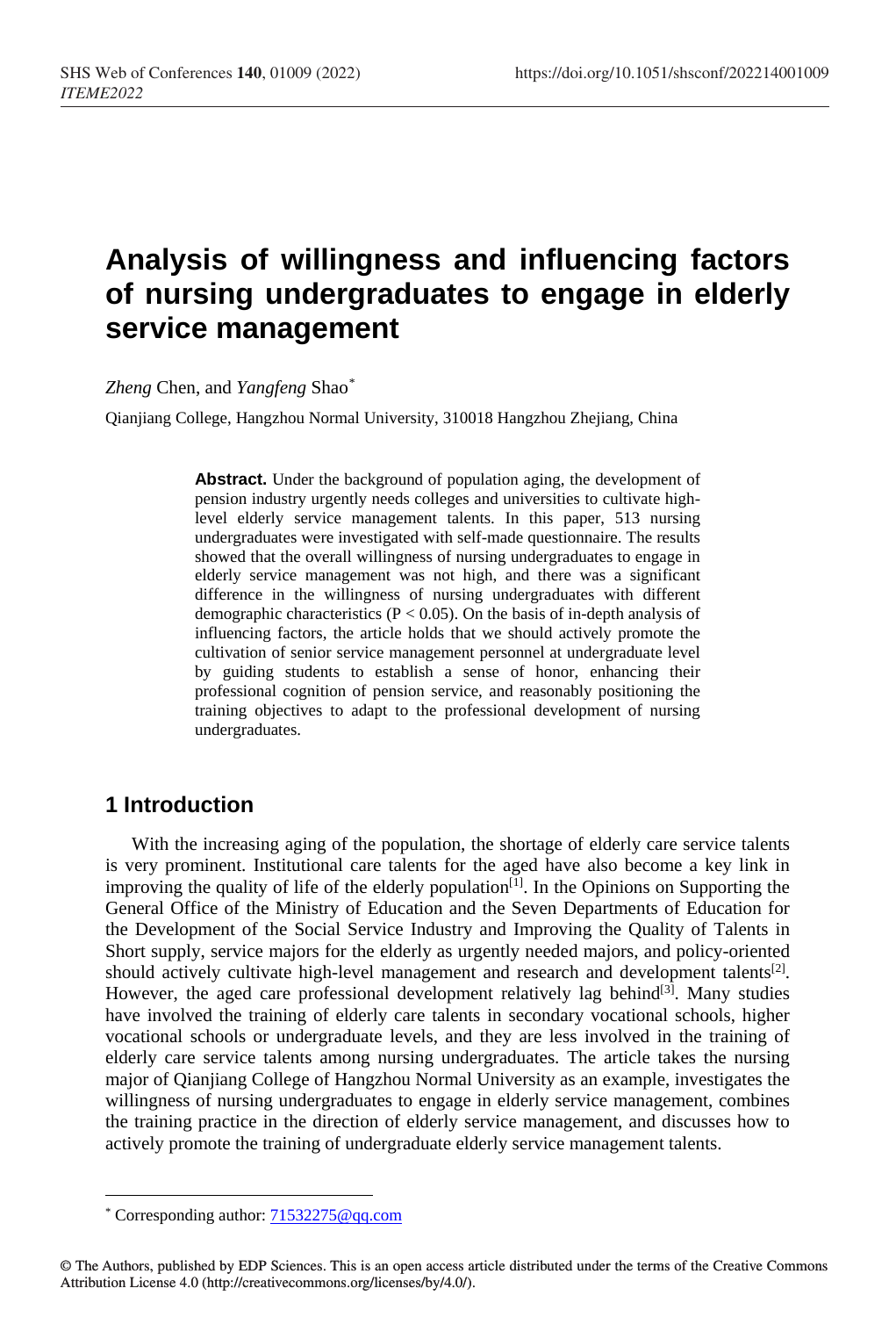# Analysis of willingness and influencing factors of nursing undergraduates to engage in elderly service management

*Zheng* Chen, and *Yangfeng* Shao*

Qianjiang College, Hangzhou Normal University, 310018 Hangzhou Zhejiang, China

**Abstract.** Under the background of population aging, the development of pension industry urgently needs colleges and universities to cultivate high-level elderly service management talents. In this paper, 513 nursing undergraduates were investigated with self-made questionnaire. The results showed that the overall willingness of nursing undergraduates to engage in elderly service management was not high, and there was a significant difference in the willingness of nursing undergraduates with different demographic characteristics ($P < 0.05$). On the basis of in-depth analysis of influencing factors, the article holds that we should actively promote the cultivation of senior service management personnel at undergraduate level by guiding students to establish a sense of honor, enhancing their professional cognition of pension service, and reasonably positioning the training objectives to adapt to the professional development of nursing undergraduates.

## 1 Introduction

With the increasing aging of the population, the shortage of elderly care service talents is very prominent. Institutional care talents for the aged have also become a key link in improving the quality of life of the elderly population[1]. In the Opinions on Supporting the General Office of the Ministry of Education and the Seven Departments of Education for the Development of the Social Service Industry and Improving the Quality of Talents in Short supply, service majors for the elderly as urgently needed majors, and policy-oriented should actively cultivate high-level management and research and development talents[2]. However, the aged care professional development relatively lag behind[3]. Many studies have involved the training of elderly care talents in secondary vocational schools, higher vocational schools or undergraduate levels, and they are less involved in the training of elderly care service talents among nursing undergraduates. The article takes the nursing major of Qianjiang College of Hangzhou Normal University as an example, investigates the willingness of nursing undergraduates to engage in elderly service management, combines the training practice in the direction of elderly service management, and discusses how to actively promote the training of undergraduate elderly service management talents.

* Corresponding author: 71532275@qq.com

© The Authors, published by EDP Sciences. This is an open access article distributed under the terms of the Creative Commons Attribution License 4.0 (http://creativecommons.org/licenses/by/4.0/).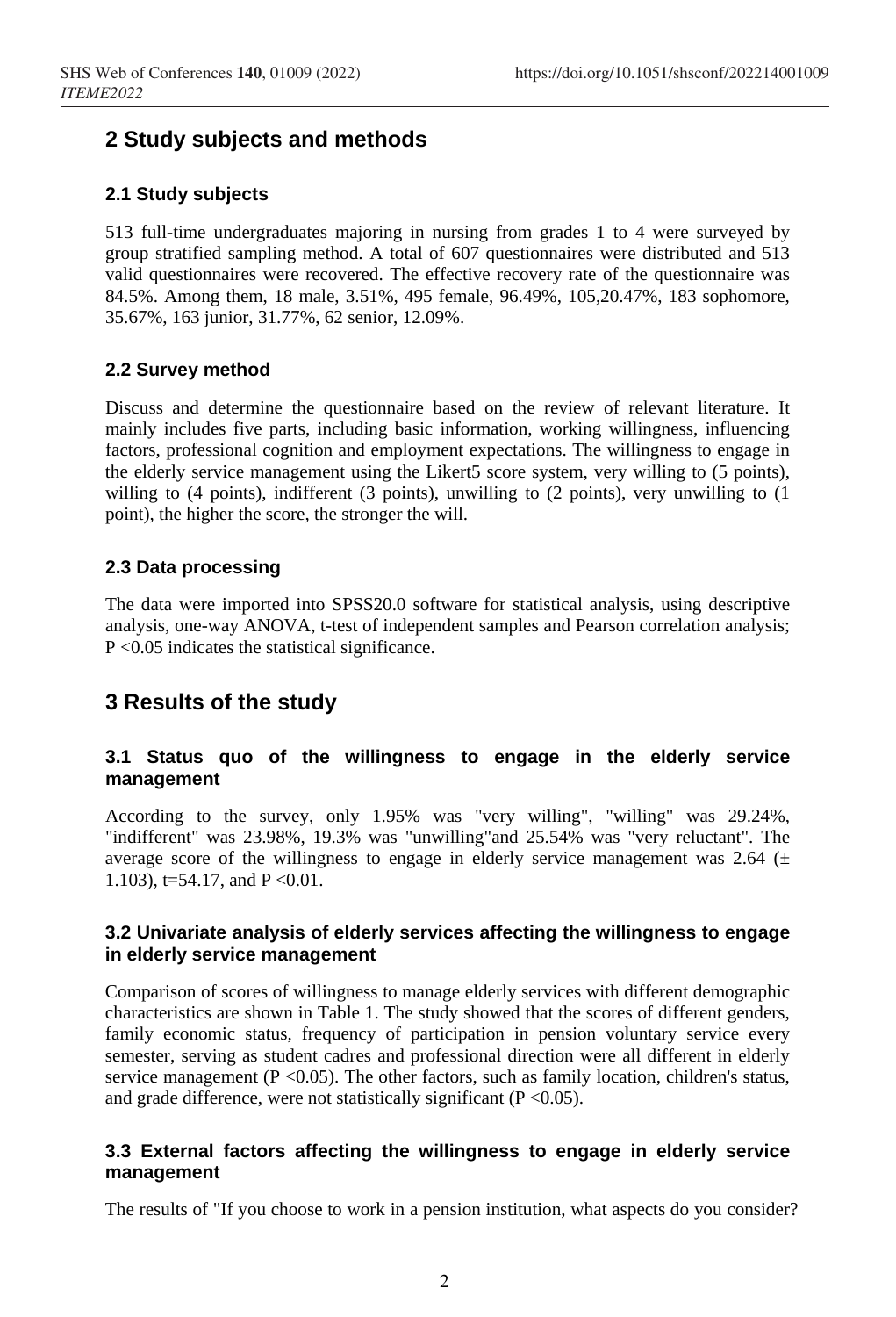## 2 Study subjects and methods

### 2.1 Study subjects

513 full-time undergraduates majoring in nursing from grades 1 to 4 were surveyed by group stratified sampling method. A total of 607 questionnaires were distributed and 513 valid questionnaires were recovered. The effective recovery rate of the questionnaire was 84.5%. Among them, 18 male, 3.51%, 495 female, 96.49%, 105,20.47%, 183 sophomore, 35.67%, 163 junior, 31.77%, 62 senior, 12.09%.

### 2.2 Survey method

Discuss and determine the questionnaire based on the review of relevant literature. It mainly includes five parts, including basic information, working willingness, influencing factors, professional cognition and employment expectations. The willingness to engage in the elderly service management using the Likert5 score system, very willing to (5 points), willing to (4 points), indifferent (3 points), unwilling to (2 points), very unwilling to (1 point), the higher the score, the stronger the will.

### 2.3 Data processing

The data were imported into SPSS20.0 software for statistical analysis, using descriptive analysis, one-way ANOVA, t-test of independent samples and Pearson correlation analysis; $P < 0.05$ indicates the statistical significance.

## 3 Results of the study

### 3.1 Status quo of the willingness to engage in the elderly service management

According to the survey, only 1.95% was "very willing", "willing" was 29.24%, "indifferent" was 23.98%, 19.3% was "unwilling"and 25.54% was "very reluctant". The average score of the willingness to engage in elderly service management was 2.64 ($\pm$ 1.103), $t=54.17$, and $P < 0.01$.

### 3.2 Univariate analysis of elderly services affecting the willingness to engage in elderly service management

Comparison of scores of willingness to manage elderly services with different demographic characteristics are shown in Table 1. The study showed that the scores of different genders, family economic status, frequency of participation in pension voluntary service every semester, serving as student cadres and professional direction were all different in elderly service management ($P < 0.05$). The other factors, such as family location, children's status, and grade difference, were not statistically significant ($P < 0.05$).

### 3.3 External factors affecting the willingness to engage in elderly service management

The results of "If you choose to work in a pension institution, what aspects do you consider?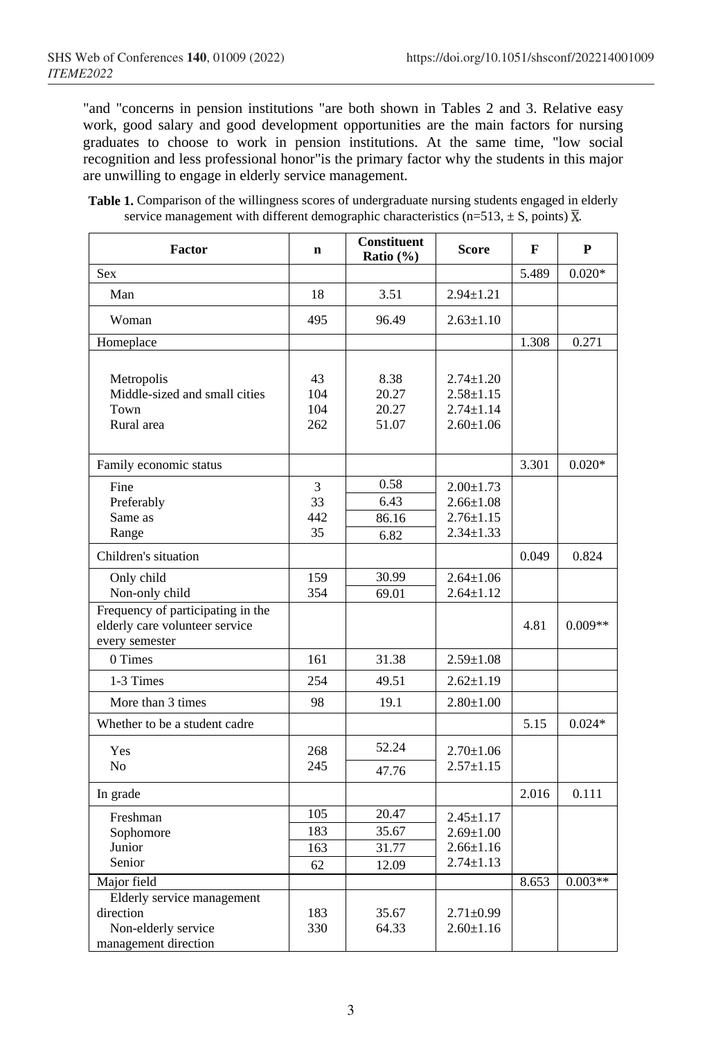"and "concerns in pension institutions "are both shown in Tables 2 and 3. Relative easy work, good salary and good development opportunities are the main factors for nursing graduates to choose to work in pension institutions. At the same time, "low social recognition and less professional honor"is the primary factor why the students in this major are unwilling to engage in elderly service management.

**Table 1.** Comparison of the willingness scores of undergraduate nursing students engaged in elderly service management with different demographic characteristics (n=513, ± S, points) $\bar{X}$.

| Factor | n | Constituent Ratio (%) | Score | F | P |
|---|---|---|---|---|---|
| Sex | | | | 5.489 | 0.020* |
| Man | 18 | 3.51 | 2.94±1.21 | | |
| Woman | 495 | 96.49 | 2.63±1.10 | | |
| Homeplace | | | | 1.308 | 0.271 |
| Metropolis | 43 | 8.38 | 2.74±1.20 | | |
| Middle-sized and small cities | 104 | 20.27 | 2.58±1.15 | | |
| Town | 104 | 20.27 | 2.74±1.14 | | |
| Rural area | 262 | 51.07 | 2.60±1.06 | | |
| Family economic status | | | | 3.301 | 0.020* |
| Fine | 3 | 0.58 | 2.00±1.73 | | |
| Preferably | 33 | 6.43 | 2.66±1.08 | | |
| Same as | 442 | 86.16 | 2.76±1.15 | | |
| Range | 35 | 6.82 | 2.34±1.33 | | |
| Children's situation | | | | 0.049 | 0.824 |
| Only child | 159 | 30.99 | 2.64±1.06 | | |
| Non-only child | 354 | 69.01 | 2.64±1.12 | | |
| Frequency of participating in the elderly care volunteer service every semester | | | | 4.81 | 0.009** |
| 0 Times | 161 | 31.38 | 2.59±1.08 | | |
| 1-3 Times | 254 | 49.51 | 2.62±1.19 | | |
| More than 3 times | 98 | 19.1 | 2.80±1.00 | | |
| Whether to be a student cadre | | | | 5.15 | 0.024* |
| Yes | 268 | 52.24 | 2.70±1.06 | | |
| No | 245 | 47.76 | 2.57±1.15 | | |
| In grade | | | | 2.016 | 0.111 |
| Freshman | 105 | 20.47 | 2.45±1.17 | | |
| Sophomore | 183 | 35.67 | 2.69±1.00 | | |
| Junior | 163 | 31.77 | 2.66±1.16 | | |
| Senior | 62 | 12.09 | 2.74±1.13 | | |
| Major field | | | | 8.653 | 0.003** |
| Elderly service management direction | 183 | 35.67 | 2.71±0.99 | | |
| Non-elderly service management direction | 330 | 64.33 | 2.60±1.16 | | |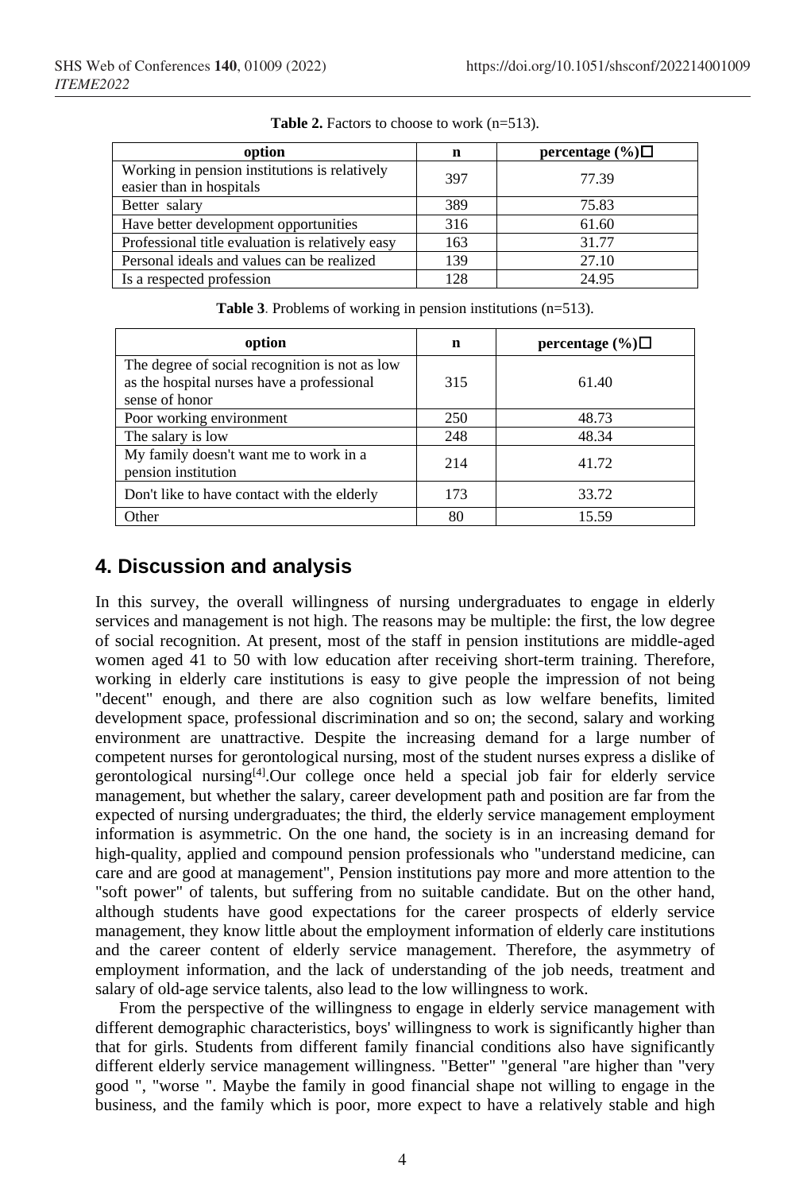**Table 2.** Factors to choose to work (n=513).

| option | n | percentage (%)□ |
|---|---|---|
| Working in pension institutions is relatively easier than in hospitals | 397 | 77.39 |
| Better salary | 389 | 75.83 |
| Have better development opportunities | 316 | 61.60 |
| Professional title evaluation is relatively easy | 163 | 31.77 |
| Personal ideals and values can be realized | 139 | 27.10 |
| Is a respected profession | 128 | 24.95 |

**Table 3**. Problems of working in pension institutions (n=513).

| option | n | percentage (%)□ |
|---|---|---|
| The degree of social recognition is not as low as the hospital nurses have a professional sense of honor | 315 | 61.40 |
| Poor working environment | 250 | 48.73 |
| The salary is low | 248 | 48.34 |
| My family doesn't want me to work in a pension institution | 214 | 41.72 |
| Don't like to have contact with the elderly | 173 | 33.72 |
| Other | 80 | 15.59 |

## 4. Discussion and analysis

In this survey, the overall willingness of nursing undergraduates to engage in elderly services and management is not high. The reasons may be multiple: the first, the low degree of social recognition. At present, most of the staff in pension institutions are middle-aged women aged 41 to 50 with low education after receiving short-term training. Therefore, working in elderly care institutions is easy to give people the impression of not being "decent" enough, and there are also cognition such as low welfare benefits, limited development space, professional discrimination and so on; the second, salary and working environment are unattractive. Despite the increasing demand for a large number of competent nurses for gerontological nursing, most of the student nurses express a dislike of gerontological nursing[4].Our college once held a special job fair for elderly service management, but whether the salary, career development path and position are far from the expected of nursing undergraduates; the third, the elderly service management employment information is asymmetric. On the one hand, the society is in an increasing demand for high-quality, applied and compound pension professionals who "understand medicine, can care and are good at management", Pension institutions pay more and more attention to the "soft power" of talents, but suffering from no suitable candidate. But on the other hand, although students have good expectations for the career prospects of elderly service management, they know little about the employment information of elderly care institutions and the career content of elderly service management. Therefore, the asymmetry of employment information, and the lack of understanding of the job needs, treatment and salary of old-age service talents, also lead to the low willingness to work.

From the perspective of the willingness to engage in elderly service management with different demographic characteristics, boys' willingness to work is significantly higher than that for girls. Students from different family financial conditions also have significantly different elderly service management willingness. "Better" "general "are higher than "very good ", "worse ". Maybe the family in good financial shape not willing to engage in the business, and the family which is poor, more expect to have a relatively stable and high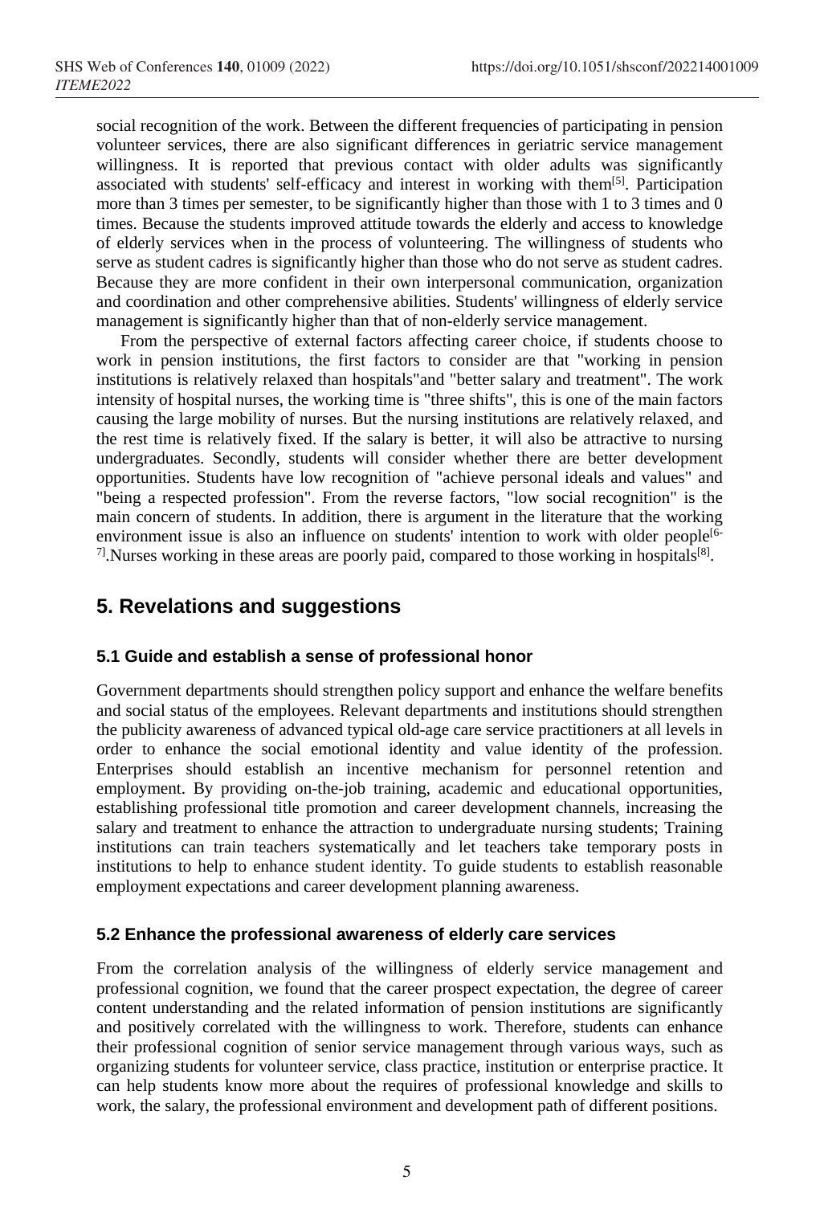social recognition of the work. Between the different frequencies of participating in pension volunteer services, there are also significant differences in geriatric service management willingness. It is reported that previous contact with older adults was significantly associated with students' self-efficacy and interest in working with them[5]. Participation more than 3 times per semester, to be significantly higher than those with 1 to 3 times and 0 times. Because the students improved attitude towards the elderly and access to knowledge of elderly services when in the process of volunteering. The willingness of students who serve as student cadres is significantly higher than those who do not serve as student cadres. Because they are more confident in their own interpersonal communication, organization and coordination and other comprehensive abilities. Students' willingness of elderly service management is significantly higher than that of non-elderly service management.

From the perspective of external factors affecting career choice, if students choose to work in pension institutions, the first factors to consider are that "working in pension institutions is relatively relaxed than hospitals"and "better salary and treatment". The work intensity of hospital nurses, the working time is "three shifts", this is one of the main factors causing the large mobility of nurses. But the nursing institutions are relatively relaxed, and the rest time is relatively fixed. If the salary is better, it will also be attractive to nursing undergraduates. Secondly, students will consider whether there are better development opportunities. Students have low recognition of "achieve personal ideals and values" and "being a respected profession". From the reverse factors, "low social recognition" is the main concern of students. In addition, there is argument in the literature that the working environment issue is also an influence on students' intention to work with older people[6-7].Nurses working in these areas are poorly paid, compared to those working in hospitals[8].

## 5. Revelations and suggestions

### 5.1 Guide and establish a sense of professional honor

Government departments should strengthen policy support and enhance the welfare benefits and social status of the employees. Relevant departments and institutions should strengthen the publicity awareness of advanced typical old-age care service practitioners at all levels in order to enhance the social emotional identity and value identity of the profession. Enterprises should establish an incentive mechanism for personnel retention and employment. By providing on-the-job training, academic and educational opportunities, establishing professional title promotion and career development channels, increasing the salary and treatment to enhance the attraction to undergraduate nursing students; Training institutions can train teachers systematically and let teachers take temporary posts in institutions to help to enhance student identity. To guide students to establish reasonable employment expectations and career development planning awareness.

### 5.2 Enhance the professional awareness of elderly care services

From the correlation analysis of the willingness of elderly service management and professional cognition, we found that the career prospect expectation, the degree of career content understanding and the related information of pension institutions are significantly and positively correlated with the willingness to work. Therefore, students can enhance their professional cognition of senior service management through various ways, such as organizing students for volunteer service, class practice, institution or enterprise practice. It can help students know more about the requires of professional knowledge and skills to work, the salary, the professional environment and development path of different positions.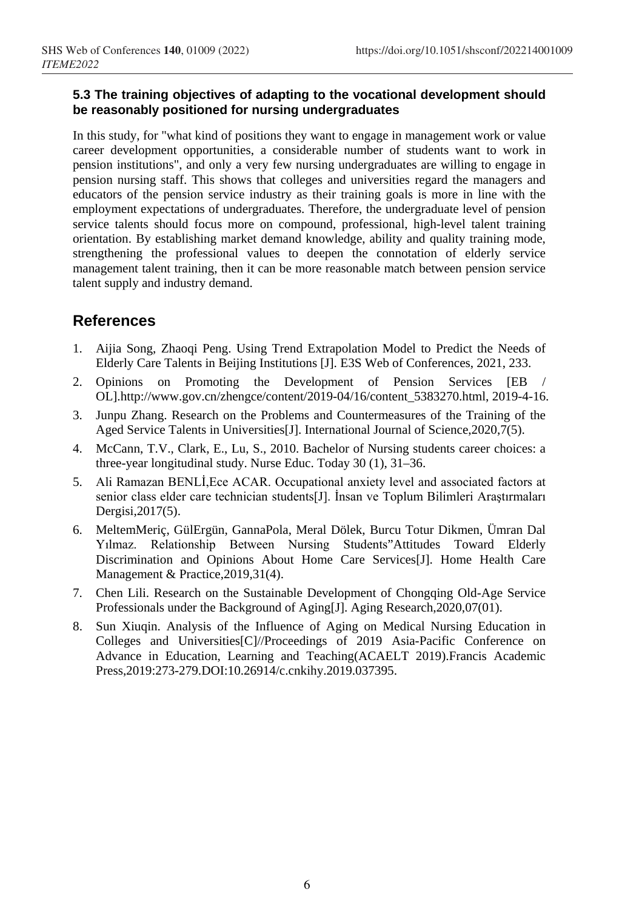### 5.3 The training objectives of adapting to the vocational development should be reasonably positioned for nursing undergraduates

In this study, for "what kind of positions they want to engage in management work or value career development opportunities, a considerable number of students want to work in pension institutions", and only a very few nursing undergraduates are willing to engage in pension nursing staff. This shows that colleges and universities regard the managers and educators of the pension service industry as their training goals is more in line with the employment expectations of undergraduates. Therefore, the undergraduate level of pension service talents should focus more on compound, professional, high-level talent training orientation. By establishing market demand knowledge, ability and quality training mode, strengthening the professional values to deepen the connotation of elderly service management talent training, then it can be more reasonable match between pension service talent supply and industry demand.

## References

1. Aijia Song, Zhaoqi Peng. Using Trend Extrapolation Model to Predict the Needs of Elderly Care Talents in Beijing Institutions [J]. E3S Web of Conferences, 2021, 233.
2. Opinions on Promoting the Development of Pension Services [EB / OL].http://www.gov.cn/zhengce/content/2019-04/16/content_5383270.html, 2019-4-16.
3. Junpu Zhang. Research on the Problems and Countermeasures of the Training of the Aged Service Talents in Universities[J]. International Journal of Science,2020,7(5).
4. McCann, T.V., Clark, E., Lu, S., 2010. Bachelor of Nursing students career choices: a three-year longitudinal study. Nurse Educ. Today 30 (1), 31–36.
5. Ali Ramazan BENLİ,Ece ACAR. Occupational anxiety level and associated factors at senior class elder care technician students[J]. İnsan ve Toplum Bilimleri Araştırmaları Dergisi,2017(5).
6. MeltemMeriç, GülErgün, GannaPola, Meral Dölek, Burcu Totur Dikmen, Ümran Dal Yılmaz. Relationship Between Nursing Students"Attitudes Toward Elderly Discrimination and Opinions About Home Care Services[J]. Home Health Care Management & Practice,2019,31(4).
7. Chen Lili. Research on the Sustainable Development of Chongqing Old-Age Service Professionals under the Background of Aging[J]. Aging Research,2020,07(01).
8. Sun Xiuqin. Analysis of the Influence of Aging on Medical Nursing Education in Colleges and Universities[C]//Proceedings of 2019 Asia-Pacific Conference on Advance in Education, Learning and Teaching(ACAELT 2019).Francis Academic Press,2019:273-279.DOI:10.26914/c.cnkihy.2019.037395.